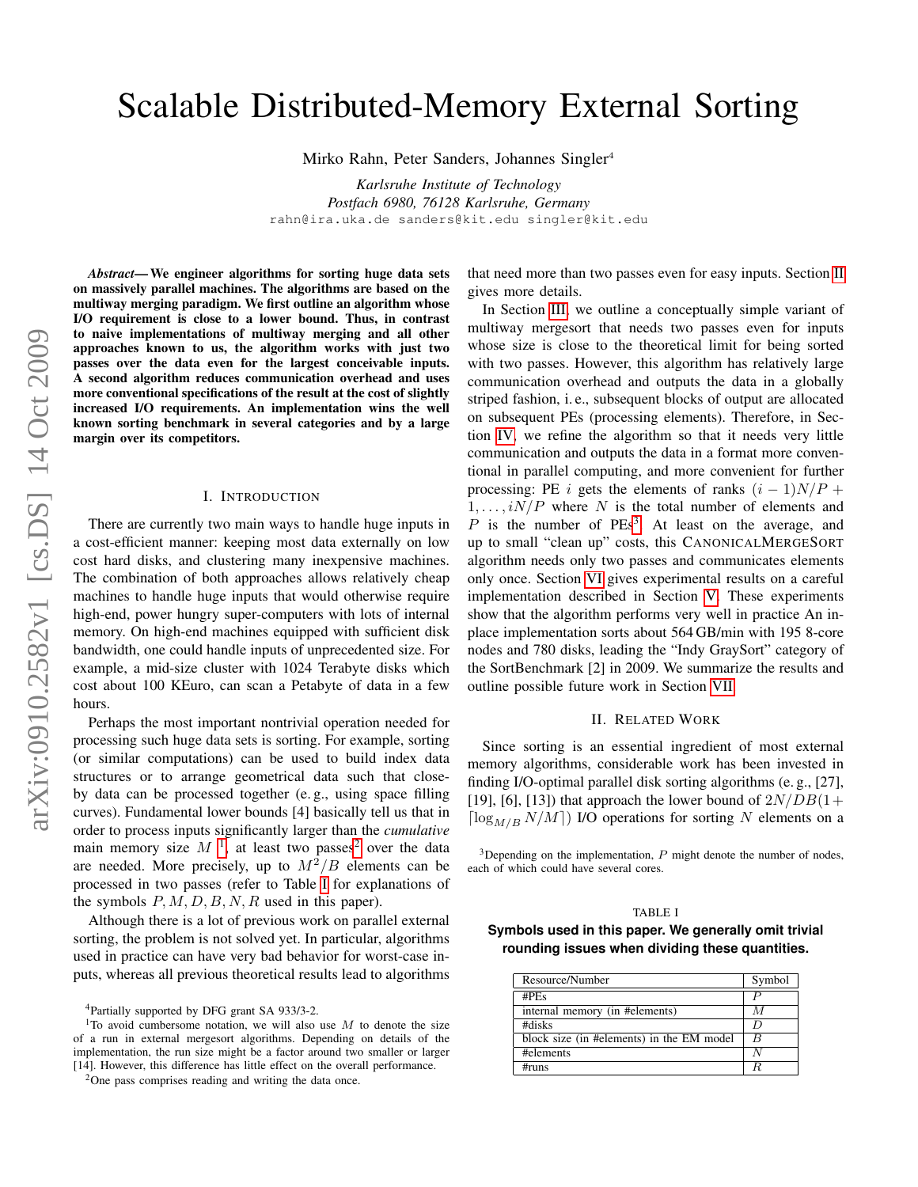# Scalable Distributed-Memory External Sorting

Mirko Rahn, Peter Sanders, Johannes Singler[4]

*Karlsruhe Institute of Technology*
*Postfach 6980, 76128 Karlsruhe, Germany*
rahn@ira.uka.de sanders@kit.edu singler@kit.edu

***Abstract*— We engineer algorithms for sorting huge data sets on massively parallel machines. The algorithms are based on the multiway merging paradigm. We first outline an algorithm whose I/O requirement is close to a lower bound. Thus, in contrast to naive implementations of multiway merging and all other approaches known to us, the algorithm works with just two passes over the data even for the largest conceivable inputs. A second algorithm reduces communication overhead and uses more conventional specifications of the result at the cost of slightly increased I/O requirements. An implementation wins the well known sorting benchmark in several categories and by a large margin over its competitors.**

## I. Introduction

There are currently two main ways to handle huge inputs in a cost-efficient manner: keeping most data externally on low cost hard disks, and clustering many inexpensive machines. The combination of both approaches allows relatively cheap machines to handle huge inputs that would otherwise require high-end, power hungry super-computers with lots of internal memory. On high-end machines equipped with sufficient disk bandwidth, one could handle inputs of unprecedented size. For example, a mid-size cluster with 1024 Terabyte disks which cost about 100 KEuro, can scan a Petabyte of data in a few hours.

Perhaps the most important nontrivial operation needed for processing such huge data sets is sorting. For example, sorting (or similar computations) can be used to build index data structures or to arrange geometrical data such that close-by data can be processed together (e. g., using space filling curves). Fundamental lower bounds [4] basically tell us that in order to process inputs significantly larger than the *cumulative* main memory size $M$ [1], at least two passes[2] over the data are needed. More precisely, up to $M^2/B$ elements can be processed in two passes (refer to Table I for explanations of the symbols $P, M, D, B, N, R$ used in this paper).

Although there is a lot of previous work on parallel external sorting, the problem is not solved yet. In particular, algorithms used in practice can have very bad behavior for worst-case inputs, whereas all previous theoretical results lead to algorithms that need more than two passes even for easy inputs. Section II gives more details.

In Section III, we outline a conceptually simple variant of multiway mergesort that needs two passes even for inputs whose size is close to the theoretical limit for being sorted with two passes. However, this algorithm has relatively large communication overhead and outputs the data in a globally striped fashion, i. e., subsequent blocks of output are allocated on subsequent PEs (processing elements). Therefore, in Section IV, we refine the algorithm so that it needs very little communication and outputs the data in a format more conventional in parallel computing, and more convenient for further processing: PE $i$ gets the elements of ranks $(i-1)N/P+1, \dots, iN/P$ where $N$ is the total number of elements and $P$ is the number of PEs[3]. At least on the average, and up to small "clean up" costs, this CanonicalMergeSort algorithm needs only two passes and communicates elements only once. Section VI gives experimental results on a careful implementation described in Section V. These experiments show that the algorithm performs very well in practice An in-place implementation sorts about 564 GB/min with 195 8-core nodes and 780 disks, leading the "Indy GraySort" category of the SortBenchmark [2] in 2009. We summarize the results and outline possible future work in Section VII.

## II. Related Work

Since sorting is an essential ingredient of most external memory algorithms, considerable work has been invested in finding I/O-optimal parallel disk sorting algorithms (e. g., [27], [19], [6], [13]) that approach the lower bound of $2N/DB(1+\lceil\log_{M/B} N/M\rceil)$ I/O operations for sorting $N$ elements on a

[3]Depending on the implementation, $P$ might denote the number of nodes, each of which could have several cores.

TABLE I

**Symbols used in this paper. We generally omit trivial rounding issues when dividing these quantities.**

| Resource/Number | Symbol |
|---|---|
| #PEs | $P$ |
| internal memory (in #elements) | $M$ |
| #disks | $D$ |
| block size (in #elements) in the EM model | $B$ |
| #elements | $N$ |
| #runs | $R$ |

[4]Partially supported by DFG grant SA 933/3-2.

[1]To avoid cumbersome notation, we will also use $M$ to denote the size of a run in external mergesort algorithms. Depending on details of the implementation, the run size might be a factor around two smaller or larger [14]. However, this difference has little effect on the overall performance.

[2]One pass comprises reading and writing the data once.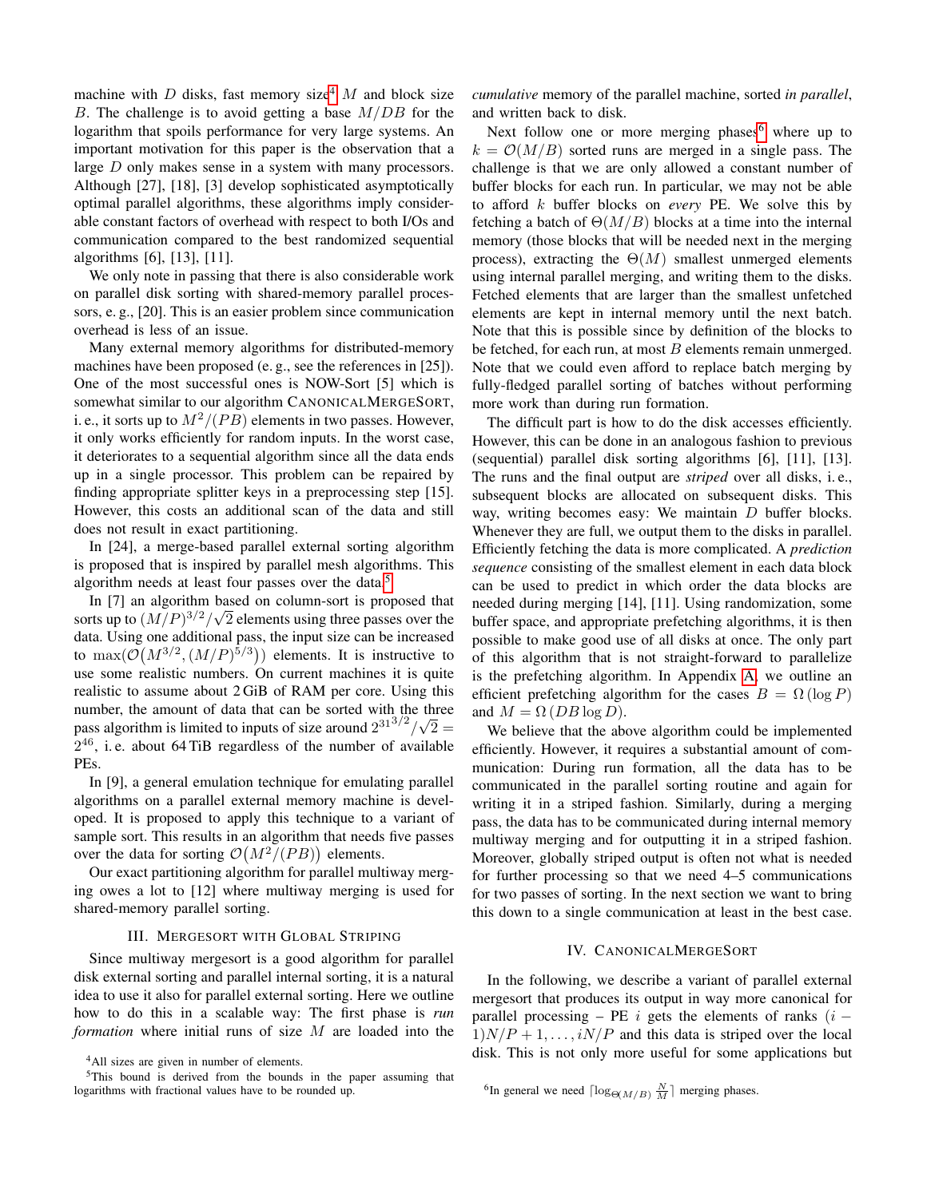machine with $D$ disks, fast memory size[4] $M$ and block size $B$. The challenge is to avoid getting a base $M/DB$ for the logarithm that spoils performance for very large systems. An important motivation for this paper is the observation that a large $D$ only makes sense in a system with many processors. Although [27], [18], [3] develop sophisticated asymptotically optimal parallel algorithms, these algorithms imply considerable constant factors of overhead with respect to both I/Os and communication compared to the best randomized sequential algorithms [6], [13], [11].

We only note in passing that there is also considerable work on parallel disk sorting with shared-memory parallel processors, e. g., [20]. This is an easier problem since communication overhead is less of an issue.

Many external memory algorithms for distributed-memory machines have been proposed (e. g., see the references in [25]). One of the most successful ones is NOW-Sort [5] which is somewhat similar to our algorithm CANONICALMERGESORT, i. e., it sorts up to $M^2/(PB)$ elements in two passes. However, it only works efficiently for random inputs. In the worst case, it deteriorates to a sequential algorithm since all the data ends up in a single processor. This problem can be repaired by finding appropriate splitter keys in a preprocessing step [15]. However, this costs an additional scan of the data and still does not result in exact partitioning.

In [24], a merge-based parallel external sorting algorithm is proposed that is inspired by parallel mesh algorithms. This algorithm needs at least four passes over the data.[5]

In [7] an algorithm based on column-sort is proposed that sorts up to $(M/P)^{3/2}/\sqrt{2}$ elements using three passes over the data. Using one additional pass, the input size can be increased to $\max(\mathcal{O}(M^{3/2}, (M/P)^{5/3}))$ elements. It is instructive to use some realistic numbers. On current machines it is quite realistic to assume about 2 GiB of RAM per core. Using this number, the amount of data that can be sorted with the three pass algorithm is limited to inputs of size around $2^{31^{3/2}}/\sqrt{2} = 2^{46}$, i. e. about 64 TiB regardless of the number of available PEs.

In [9], a general emulation technique for emulating parallel algorithms on a parallel external memory machine is developed. It is proposed to apply this technique to a variant of sample sort. This results in an algorithm that needs five passes over the data for sorting $\mathcal{O}(M^2/(PB))$ elements.

Our exact partitioning algorithm for parallel multiway merging owes a lot to [12] where multiway merging is used for shared-memory parallel sorting.

## III. MERGESORT WITH GLOBAL STRIPING

Since multiway mergesort is a good algorithm for parallel disk external sorting and parallel internal sorting, it is a natural idea to use it also for parallel external sorting. Here we outline how to do this in a scalable way: The first phase is *run formation* where initial runs of size $M$ are loaded into the *cumulative* memory of the parallel machine, sorted *in parallel*, and written back to disk.

Next follow one or more merging phases[6] where up to $k = \mathcal{O}(M/B)$ sorted runs are merged in a single pass. The challenge is that we are only allowed a constant number of buffer blocks for each run. In particular, we may not be able to afford $k$ buffer blocks on *every* PE. We solve this by fetching a batch of $\Theta(M/B)$ blocks at a time into the internal memory (those blocks that will be needed next in the merging process), extracting the $\Theta(M)$ smallest unmerged elements using internal parallel merging, and writing them to the disks. Fetched elements that are larger than the smallest unfetched elements are kept in internal memory until the next batch. Note that this is possible since by definition of the blocks to be fetched, for each run, at most $B$ elements remain unmerged. Note that we could even afford to replace batch merging by fully-fledged parallel sorting of batches without performing more work than during run formation.

The difficult part is how to do the disk accesses efficiently. However, this can be done in an analogous fashion to previous (sequential) parallel disk sorting algorithms [6], [11], [13]. The runs and the final output are *striped* over all disks, i. e., subsequent blocks are allocated on subsequent disks. This way, writing becomes easy: We maintain $D$ buffer blocks. Whenever they are full, we output them to the disks in parallel. Efficiently fetching the data is more complicated. A *prediction sequence* consisting of the smallest element in each data block can be used to predict in which order the data blocks are needed during merging [14], [11]. Using randomization, some buffer space, and appropriate prefetching algorithms, it is then possible to make good use of all disks at once. The only part of this algorithm that is not straight-forward to parallelize is the prefetching algorithm. In Appendix A, we outline an efficient prefetching algorithm for the cases $B = \Omega(\log P)$ and $M = \Omega(DB \log D)$.

We believe that the above algorithm could be implemented efficiently. However, it requires a substantial amount of communication: During run formation, all the data has to be communicated in the parallel sorting routine and again for writing it in a striped fashion. Similarly, during a merging pass, the data has to be communicated during internal memory multiway merging and for outputting it in a striped fashion. Moreover, globally striped output is often not what is needed for further processing so that we need 4–5 communications for two passes of sorting. In the next section we want to bring this down to a single communication at least in the best case.

## IV. CANONICALMERGESORT

In the following, we describe a variant of parallel external mergesort that produces its output in way more canonical for parallel processing – PE $i$ gets the elements of ranks $(i-1)N/P+1, \ldots, iN/P$ and this data is striped over the local disk. This is not only more useful for some applications but

[4] All sizes are given in number of elements.

[5] This bound is derived from the bounds in the paper assuming that logarithms with fractional values have to be rounded up.

[6] In general we need $\lceil \log_{\Theta(M/B)} \frac{N}{M} \rceil$ merging phases.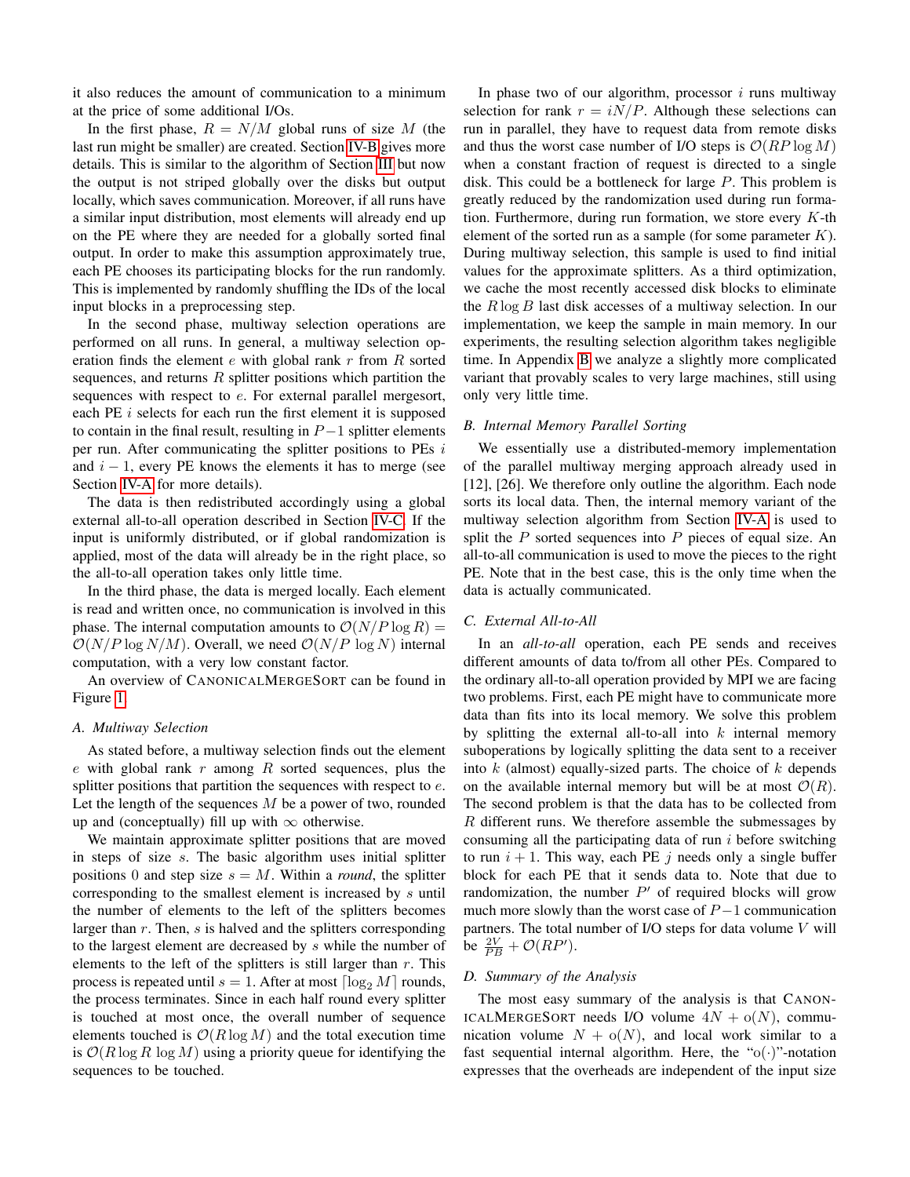it also reduces the amount of communication to a minimum at the price of some additional I/Os.

In the first phase, $R = N/M$ global runs of size $M$ (the last run might be smaller) are created. Section IV-B gives more details. This is similar to the algorithm of Section III but now the output is not striped globally over the disks but output locally, which saves communication. Moreover, if all runs have a similar input distribution, most elements will already end up on the PE where they are needed for a globally sorted final output. In order to make this assumption approximately true, each PE chooses its participating blocks for the run randomly. This is implemented by randomly shuffling the IDs of the local input blocks in a preprocessing step.

In the second phase, multiway selection operations are performed on all runs. In general, a multiway selection operation finds the element $e$ with global rank $r$ from $R$ sorted sequences, and returns $R$ splitter positions which partition the sequences with respect to $e$. For external parallel mergesort, each PE $i$ selects for each run the first element it is supposed to contain in the final result, resulting in $P-1$ splitter elements per run. After communicating the splitter positions to PEs $i$ and $i-1$, every PE knows the elements it has to merge (see Section IV-A for more details).

The data is then redistributed accordingly using a global external all-to-all operation described in Section IV-C. If the input is uniformly distributed, or if global randomization is applied, most of the data will already be in the right place, so the all-to-all operation takes only little time.

In the third phase, the data is merged locally. Each element is read and written once, no communication is involved in this phase. The internal computation amounts to $\mathcal{O}(N/P \log R) = \mathcal{O}(N/P \log N/M)$. Overall, we need $\mathcal{O}(N/P\ \log N)$ internal computation, with a very low constant factor.

An overview of CanonicalMergeSort can be found in Figure 1.

### A. Multiway Selection

As stated before, a multiway selection finds out the element $e$ with global rank $r$ among $R$ sorted sequences, plus the splitter positions that partition the sequences with respect to $e$. Let the length of the sequences $M$ be a power of two, rounded up and (conceptually) fill up with $\infty$ otherwise.

We maintain approximate splitter positions that are moved in steps of size $s$. The basic algorithm uses initial splitter positions 0 and step size $s = M$. Within a *round*, the splitter corresponding to the smallest element is increased by $s$ until the number of elements to the left of the splitters becomes larger than $r$. Then, $s$ is halved and the splitters corresponding to the largest element are decreased by $s$ while the number of elements to the left of the splitters is still larger than $r$. This process is repeated until $s = 1$. After at most $\lceil \log_2 M \rceil$ rounds, the process terminates. Since in each half round every splitter is touched at most once, the overall number of sequence elements touched is $\mathcal{O}(R \log M)$ and the total execution time is $\mathcal{O}(R \log R\ \log M)$ using a priority queue for identifying the sequences to be touched.

In phase two of our algorithm, processor $i$ runs multiway selection for rank $r = iN/P$. Although these selections can run in parallel, they have to request data from remote disks and thus the worst case number of I/O steps is $\mathcal{O}(RP \log M)$ when a constant fraction of request is directed to a single disk. This could be a bottleneck for large $P$. This problem is greatly reduced by the randomization used during run formation. Furthermore, during run formation, we store every $K$-th element of the sorted run as a sample (for some parameter $K$). During multiway selection, this sample is used to find initial values for the approximate splitters. As a third optimization, we cache the most recently accessed disk blocks to eliminate the $R \log B$ last disk accesses of a multiway selection. In our implementation, we keep the sample in main memory. In our experiments, the resulting selection algorithm takes negligible time. In Appendix B we analyze a slightly more complicated variant that provably scales to very large machines, still using only very little time.

### B. Internal Memory Parallel Sorting

We essentially use a distributed-memory implementation of the parallel multiway merging approach already used in [12], [26]. We therefore only outline the algorithm. Each node sorts its local data. Then, the internal memory variant of the multiway selection algorithm from Section IV-A is used to split the $P$ sorted sequences into $P$ pieces of equal size. An all-to-all communication is used to move the pieces to the right PE. Note that in the best case, this is the only time when the data is actually communicated.

### C. External All-to-All

In an *all-to-all* operation, each PE sends and receives different amounts of data to/from all other PEs. Compared to the ordinary all-to-all operation provided by MPI we are facing two problems. First, each PE might have to communicate more data than fits into its local memory. We solve this problem by splitting the external all-to-all into $k$ internal memory suboperations by logically splitting the data sent to a receiver into $k$ (almost) equally-sized parts. The choice of $k$ depends on the available internal memory but will be at most $\mathcal{O}(R)$. The second problem is that the data has to be collected from $R$ different runs. We therefore assemble the submessages by consuming all the participating data of run $i$ before switching to run $i+1$. This way, each PE $j$ needs only a single buffer block for each PE that it sends data to. Note that due to randomization, the number $P'$ of required blocks will grow much more slowly than the worst case of $P-1$ communication partners. The total number of I/O steps for data volume $V$ will be $\frac{2V}{PB} + \mathcal{O}(RP')$.

### D. Summary of the Analysis

The most easy summary of the analysis is that CanonicalMergeSort needs I/O volume $4N + \mathrm{o}(N)$, communication volume $N + \mathrm{o}(N)$, and local work similar to a fast sequential internal algorithm. Here, the "$\mathrm{o}(\cdot)$"-notation expresses that the overheads are independent of the input size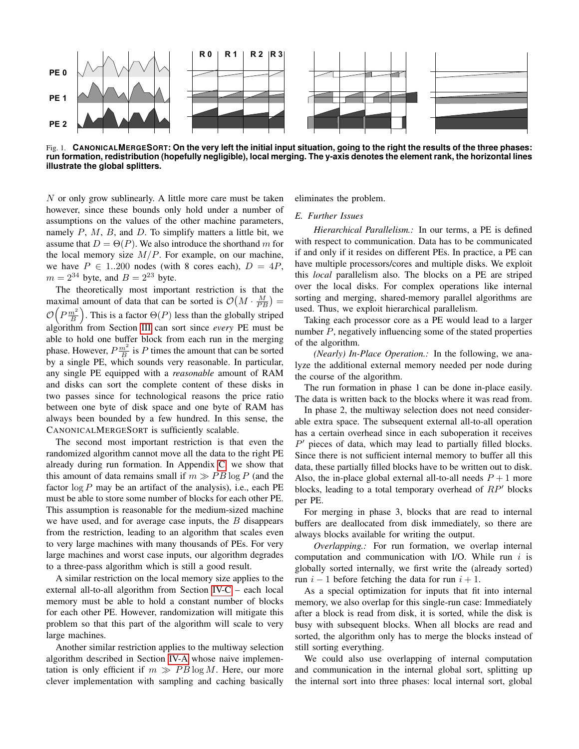Fig. 1. **CanonicalMergeSort: On the very left the initial input situation, going to the right the results of the three phases: run formation, redistribution (hopefully negligible), local merging. The y-axis denotes the element rank, the horizontal lines illustrate the global splitters.**

$N$ or only grow sublinearly. A little more care must be taken however, since these bounds only hold under a number of assumptions on the values of the other machine parameters, namely $P$, $M$, $B$, and $D$. To simplify matters a little bit, we assume that $D = \Theta(P)$. We also introduce the shorthand $m$ for the local memory size $M/P$. For example, on our machine, we have $P \in 1..200$ nodes (with 8 cores each), $D = 4P$, $m = 2^{34}$ byte, and $B = 2^{23}$ byte.

The theoretically most important restriction is that the maximal amount of data that can be sorted is $\mathcal{O}\left(M \cdot \frac{M}{PB}\right) = \mathcal{O}\left(P \frac{m^2}{B}\right)$. This is a factor $\Theta(P)$ less than the globally striped algorithm from Section III can sort since *every* PE must be able to hold one buffer block from each run in the merging phase. However, $P \frac{m^2}{B}$ is $P$ times the amount that can be sorted by a single PE, which sounds very reasonable. In particular, any single PE equipped with a *reasonable* amount of RAM and disks can sort the complete content of these disks in two passes since for technological reasons the price ratio between one byte of disk space and one byte of RAM has always been bounded by a few hundred. In this sense, the CanonicalMergeSort is sufficiently scalable.

The second most important restriction is that even the randomized algorithm cannot move all the data to the right PE already during run formation. In Appendix C, we show that this amount of data remains small if $m \gg PB \log P$ (and the factor $\log P$ may be an artifact of the analysis), i.e., each PE must be able to store some number of blocks for each other PE. This assumption is reasonable for the medium-sized machine we have used, and for average case inputs, the $B$ disappears from the restriction, leading to an algorithm that scales even to very large machines with many thousands of PEs. For very large machines and worst case inputs, our algorithm degrades to a three-pass algorithm which is still a good result.

A similar restriction on the local memory size applies to the external all-to-all algorithm from Section IV-C – each local memory must be able to hold a constant number of blocks for each other PE. However, randomization will mitigate this problem so that this part of the algorithm will scale to very large machines.

Another similar restriction applies to the multiway selection algorithm described in Section IV-A whose naive implementation is only efficient if $m \gg PB \log M$. Here, our more clever implementation with sampling and caching basically eliminates the problem.

### E. Further Issues

*Hierarchical Parallelism.:* In our terms, a PE is defined with respect to communication. Data has to be communicated if and only if it resides on different PEs. In practice, a PE can have multiple processors/cores and multiple disks. We exploit this *local* parallelism also. The blocks on a PE are striped over the local disks. For complex operations like internal sorting and merging, shared-memory parallel algorithms are used. Thus, we exploit hierarchical parallelism.

Taking each processor core as a PE would lead to a larger number $P$, negatively influencing some of the stated properties of the algorithm.

*(Nearly) In-Place Operation.:* In the following, we analyze the additional external memory needed per node during the course of the algorithm.

The run formation in phase 1 can be done in-place easily. The data is written back to the blocks where it was read from.

In phase 2, the multiway selection does not need considerable extra space. The subsequent external all-to-all operation has a certain overhead since in each suboperation it receives $P'$ pieces of data, which may lead to partially filled blocks. Since there is not sufficient internal memory to buffer all this data, these partially filled blocks have to be written out to disk. Also, the in-place global external all-to-all needs $P+1$ more blocks, leading to a total temporary overhead of $RP'$ blocks per PE.

For merging in phase 3, blocks that are read to internal buffers are deallocated from disk immediately, so there are always blocks available for writing the output.

*Overlapping.:* For run formation, we overlap internal computation and communication with I/O. While run $i$ is globally sorted internally, we first write the (already sorted) run $i-1$ before fetching the data for run $i+1$.

As a special optimization for inputs that fit into internal memory, we also overlap for this single-run case: Immediately after a block is read from disk, it is sorted, while the disk is busy with subsequent blocks. When all blocks are read and sorted, the algorithm only has to merge the blocks instead of still sorting everything.

We could also use overlapping of internal computation and communication in the internal global sort, splitting up the internal sort into three phases: local internal sort, global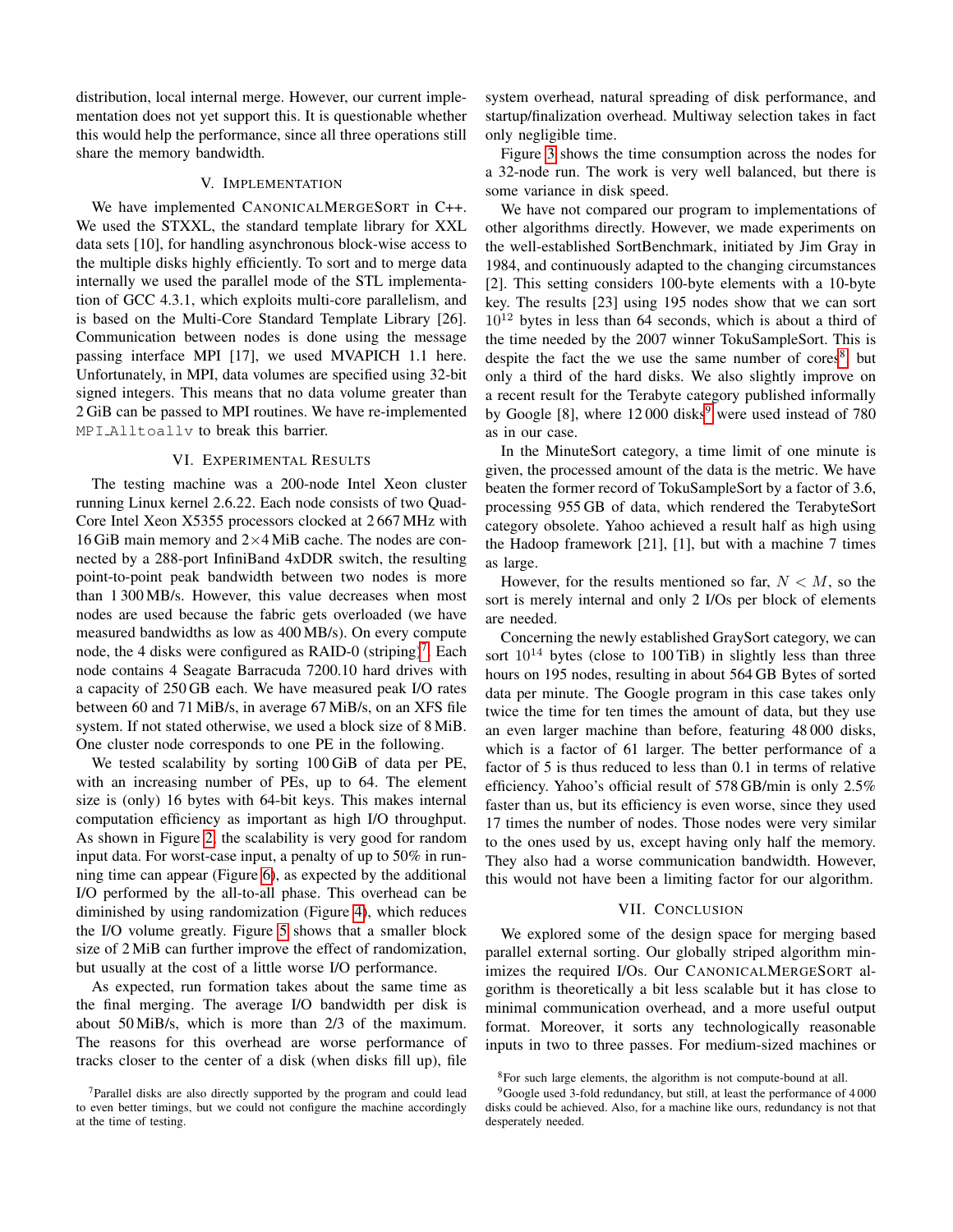distribution, local internal merge. However, our current implementation does not yet support this. It is questionable whether this would help the performance, since all three operations still share the memory bandwidth.

## V. Implementation

We have implemented CanonicalMergeSort in C++. We used the STXXL, the standard template library for XXL data sets [10], for handling asynchronous block-wise access to the multiple disks highly efficiently. To sort and to merge data internally we used the parallel mode of the STL implementation of GCC 4.3.1, which exploits multi-core parallelism, and is based on the Multi-Core Standard Template Library [26]. Communication between nodes is done using the message passing interface MPI [17], we used MVAPICH 1.1 here. Unfortunately, in MPI, data volumes are specified using 32-bit signed integers. This means that no data volume greater than 2 GiB can be passed to MPI routines. We have re-implemented `MPI_Alltoallv` to break this barrier.

## VI. Experimental Results

The testing machine was a 200-node Intel Xeon cluster running Linux kernel 2.6.22. Each node consists of two Quad-Core Intel Xeon X5355 processors clocked at 2 667 MHz with 16 GiB main memory and $2\times4$ MiB cache. The nodes are connected by a 288-port InfiniBand 4xDDR switch, the resulting point-to-point peak bandwidth between two nodes is more than 1 300 MB/s. However, this value decreases when most nodes are used because the fabric gets overloaded (we have measured bandwidths as low as 400 MB/s). On every compute node, the 4 disks were configured as RAID-0 (striping)[7]. Each node contains 4 Seagate Barracuda 7200.10 hard drives with a capacity of 250 GB each. We have measured peak I/O rates between 60 and 71 MiB/s, in average 67 MiB/s, on an XFS file system. If not stated otherwise, we used a block size of 8 MiB. One cluster node corresponds to one PE in the following.

We tested scalability by sorting 100 GiB of data per PE, with an increasing number of PEs, up to 64. The element size is (only) 16 bytes with 64-bit keys. This makes internal computation efficiency as important as high I/O throughput. As shown in Figure 2, the scalability is very good for random input data. For worst-case input, a penalty of up to 50% in running time can appear (Figure 6), as expected by the additional I/O performed by the all-to-all phase. This overhead can be diminished by using randomization (Figure 4), which reduces the I/O volume greatly. Figure 5 shows that a smaller block size of 2 MiB can further improve the effect of randomization, but usually at the cost of a little worse I/O performance.

As expected, run formation takes about the same time as the final merging. The average I/O bandwidth per disk is about 50 MiB/s, which is more than 2/3 of the maximum. The reasons for this overhead are worse performance of tracks closer to the center of a disk (when disks fill up), file system overhead, natural spreading of disk performance, and startup/finalization overhead. Multiway selection takes in fact only negligible time.

Figure 3 shows the time consumption across the nodes for a 32-node run. The work is very well balanced, but there is some variance in disk speed.

We have not compared our program to implementations of other algorithms directly. However, we made experiments on the well-established SortBenchmark, initiated by Jim Gray in 1984, and continuously adapted to the changing circumstances [2]. This setting considers 100-byte elements with a 10-byte key. The results [23] using 195 nodes show that we can sort $10^{12}$ bytes in less than 64 seconds, which is about a third of the time needed by the 2007 winner TokuSampleSort. This is despite the fact the we use the same number of cores[8], but only a third of the hard disks. We also slightly improve on a recent result for the Terabyte category published informally by Google [8], where 12 000 disks[9] were used instead of 780 as in our case.

In the MinuteSort category, a time limit of one minute is given, the processed amount of the data is the metric. We have beaten the former record of TokuSampleSort by a factor of 3.6, processing 955 GB of data, which rendered the TerabyteSort category obsolete. Yahoo achieved a result half as high using the Hadoop framework [21], [1], but with a machine 7 times as large.

However, for the results mentioned so far, $N < M$, so the sort is merely internal and only 2 I/Os per block of elements are needed.

Concerning the newly established GraySort category, we can sort $10^{14}$ bytes (close to 100 TiB) in slightly less than three hours on 195 nodes, resulting in about 564 GB Bytes of sorted data per minute. The Google program in this case takes only twice the time for ten times the amount of data, but they use an even larger machine than before, featuring 48 000 disks, which is a factor of 61 larger. The better performance of a factor of 5 is thus reduced to less than 0.1 in terms of relative efficiency. Yahoo's official result of 578 GB/min is only 2.5% faster than us, but its efficiency is even worse, since they used 17 times the number of nodes. Those nodes were very similar to the ones used by us, except having only half the memory. They also had a worse communication bandwidth. However, this would not have been a limiting factor for our algorithm.

## VII. Conclusion

We explored some of the design space for merging based parallel external sorting. Our globally striped algorithm minimizes the required I/Os. Our CanonicalMergeSort algorithm is theoretically a bit less scalable but it has close to minimal communication overhead, and a more useful output format. Moreover, it sorts any technologically reasonable inputs in two to three passes. For medium-sized machines or

[7] Parallel disks are also directly supported by the program and could lead to even better timings, but we could not configure the machine accordingly at the time of testing.

[8] For such large elements, the algorithm is not compute-bound at all.

[9] Google used 3-fold redundancy, but still, at least the performance of 4 000 disks could be achieved. Also, for a machine like ours, redundancy is not that desperately needed.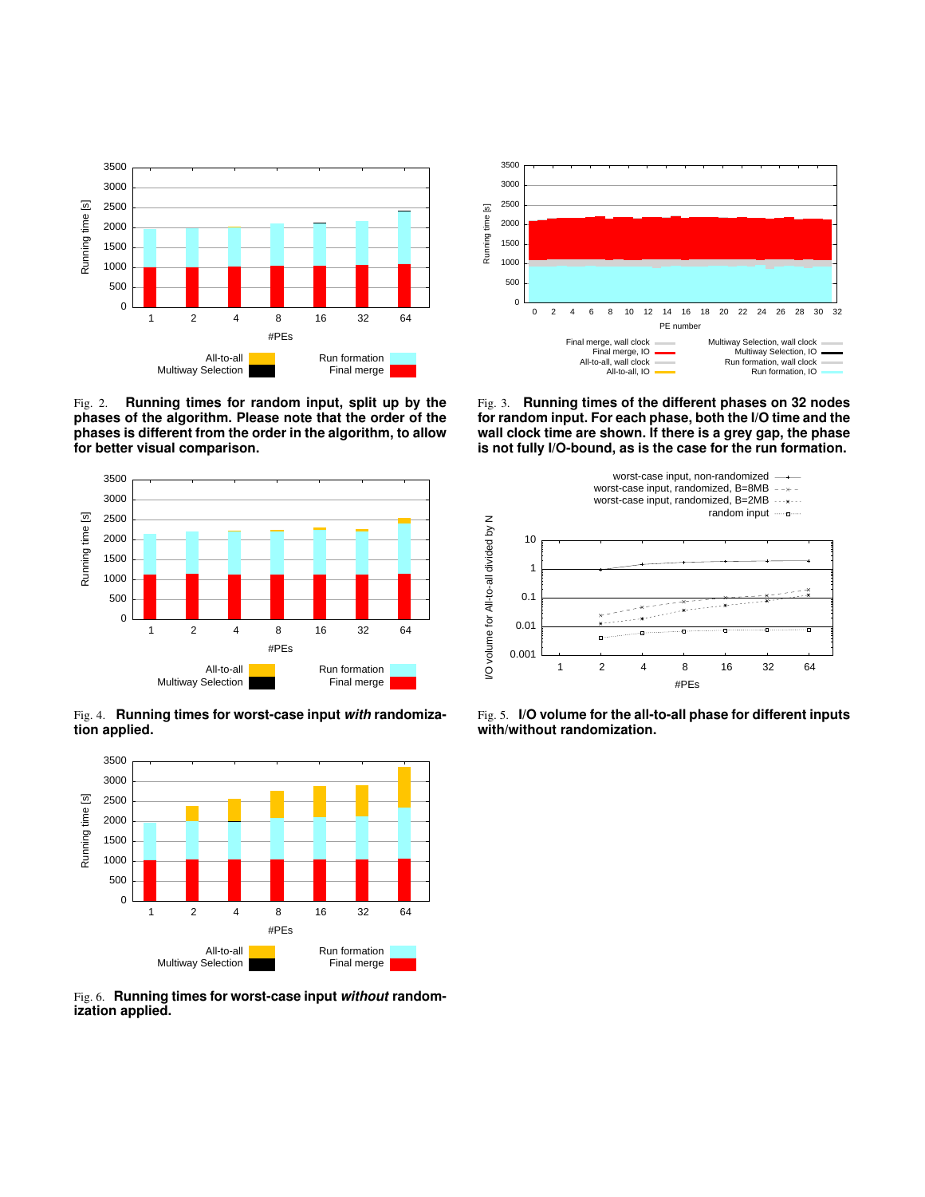Fig. 2. **Running times for random input, split up by the phases of the algorithm. Please note that the order of the phases is different from the order in the algorithm, to allow for better visual comparison.**

Fig. 3. **Running times of the different phases on 32 nodes for random input. For each phase, both the I/O time and the wall clock time are shown. If there is a grey gap, the phase is not fully I/O-bound, as is the case for the run formation.**

Fig. 4. **Running times for worst-case input *with* randomization applied.**

Fig. 5. **I/O volume for the all-to-all phase for different inputs with/without randomization.**

Fig. 6. **Running times for worst-case input *without* randomization applied.**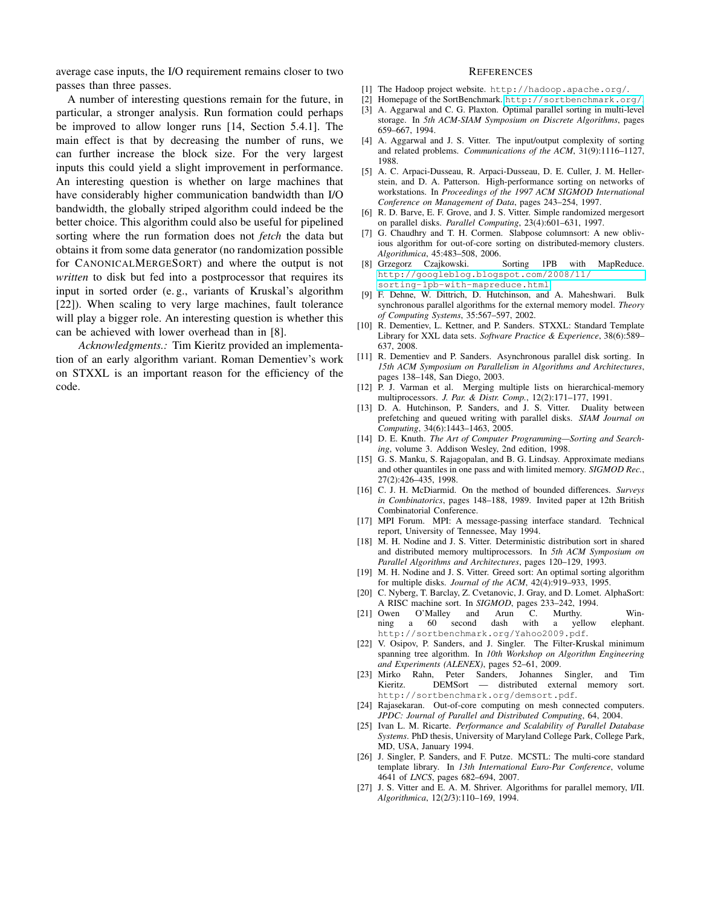average case inputs, the I/O requirement remains closer to two passes than three passes.

A number of interesting questions remain for the future, in particular, a stronger analysis. Run formation could perhaps be improved to allow longer runs [14, Section 5.4.1]. The main effect is that by decreasing the number of runs, we can further increase the block size. For the very largest inputs this could yield a slight improvement in performance. An interesting question is whether on large machines that have considerably higher communication bandwidth than I/O bandwidth, the globally striped algorithm could indeed be the better choice. This algorithm could also be useful for pipelined sorting where the run formation does not *fetch* the data but obtains it from some data generator (no randomization possible for CanonicalMergeSort) and where the output is not *written* to disk but fed into a postprocessor that requires its input in sorted order (e. g., variants of Kruskal's algorithm [22]). When scaling to very large machines, fault tolerance will play a bigger role. An interesting question is whether this can be achieved with lower overhead than in [8].

*Acknowledgments.:* Tim Kieritz provided an implementation of an early algorithm variant. Roman Dementiev's work on STXXL is an important reason for the efficiency of the code.

## References

[1] The Hadoop project website. http://hadoop.apache.org/.

[2] Homepage of the SortBenchmark. http://sortbenchmark.org/.

[3] A. Aggarwal and C. G. Plaxton. Optimal parallel sorting in multi-level storage. In *5th ACM-SIAM Symposium on Discrete Algorithms*, pages 659–667, 1994.

[4] A. Aggarwal and J. S. Vitter. The input/output complexity of sorting and related problems. *Communications of the ACM*, 31(9):1116–1127, 1988.

[5] A. C. Arpaci-Dusseau, R. Arpaci-Dusseau, D. E. Culler, J. M. Hellerstein, and D. A. Patterson. High-performance sorting on networks of workstations. In *Proceedings of the 1997 ACM SIGMOD International Conference on Management of Data*, pages 243–254, 1997.

[6] R. D. Barve, E. F. Grove, and J. S. Vitter. Simple randomized mergesort on parallel disks. *Parallel Computing*, 23(4):601–631, 1997.

[7] G. Chaudhry and T. H. Cormen. Slabpose columnsort: A new oblivious algorithm for out-of-core sorting on distributed-memory clusters. *Algorithmica*, 45:483–508, 2006.

[8] Grzegorz Czajkowski. Sorting 1PB with MapReduce. http://googleblog.blogspot.com/2008/11/sorting-1pb-with-mapreduce.html.

[9] F. Dehne, W. Dittrich, D. Hutchinson, and A. Maheshwari. Bulk synchronous parallel algorithms for the external memory model. *Theory of Computing Systems*, 35:567–597, 2002.

[10] R. Dementiev, L. Kettner, and P. Sanders. STXXL: Standard Template Library for XXL data sets. *Software Practice & Experience*, 38(6):589–637, 2008.

[11] R. Dementiev and P. Sanders. Asynchronous parallel disk sorting. In *15th ACM Symposium on Parallelism in Algorithms and Architectures*, pages 138–148, San Diego, 2003.

[12] P. J. Varman et al. Merging multiple lists on hierarchical-memory multiprocessors. *J. Par. & Distr. Comp.*, 12(2):171–177, 1991.

[13] D. A. Hutchinson, P. Sanders, and J. S. Vitter. Duality between prefetching and queued writing with parallel disks. *SIAM Journal on Computing*, 34(6):1443–1463, 2005.

[14] D. E. Knuth. *The Art of Computer Programming—Sorting and Searching*, volume 3. Addison Wesley, 2nd edition, 1998.

[15] G. S. Manku, S. Rajagopalan, and B. G. Lindsay. Approximate medians and other quantiles in one pass and with limited memory. *SIGMOD Rec.*, 27(2):426–435, 1998.

[16] C. J. H. McDiarmid. On the method of bounded differences. *Surveys in Combinatorics*, pages 148–188, 1989. Invited paper at 12th British Combinatorial Conference.

[17] MPI Forum. MPI: A message-passing interface standard. Technical report, University of Tennessee, May 1994.

[18] M. H. Nodine and J. S. Vitter. Deterministic distribution sort in shared and distributed memory multiprocessors. In *5th ACM Symposium on Parallel Algorithms and Architectures*, pages 120–129, 1993.

[19] M. H. Nodine and J. S. Vitter. Greed sort: An optimal sorting algorithm for multiple disks. *Journal of the ACM*, 42(4):919–933, 1995.

[20] C. Nyberg, T. Barclay, Z. Cvetanovic, J. Gray, and D. Lomet. AlphaSort: A RISC machine sort. In *SIGMOD*, pages 233–242, 1994.

[21] Owen O'Malley and Arun C. Murthy. Winning a 60 second dash with a yellow elephant. http://sortbenchmark.org/Yahoo2009.pdf.

[22] V. Osipov, P. Sanders, and J. Singler. The Filter-Kruskal minimum spanning tree algorithm. In *10th Workshop on Algorithm Engineering and Experiments (ALENEX)*, pages 52–61, 2009.

[23] Mirko Rahn, Peter Sanders, Johannes Singler, and Tim Kieritz. DEMSort — distributed external memory sort. http://sortbenchmark.org/demsort.pdf.

[24] Rajasekaran. Out-of-core computing on mesh connected computers. *JPDC: Journal of Parallel and Distributed Computing*, 64, 2004.

[25] Ivan L. M. Ricarte. *Performance and Scalability of Parallel Database Systems*. PhD thesis, University of Maryland College Park, College Park, MD, USA, January 1994.

[26] J. Singler, P. Sanders, and F. Putze. MCSTL: The multi-core standard template library. In *13th International Euro-Par Conference*, volume 4641 of *LNCS*, pages 682–694, 2007.

[27] J. S. Vitter and E. A. M. Shriver. Algorithms for parallel memory, I/II. *Algorithmica*, 12(2/3):110–169, 1994.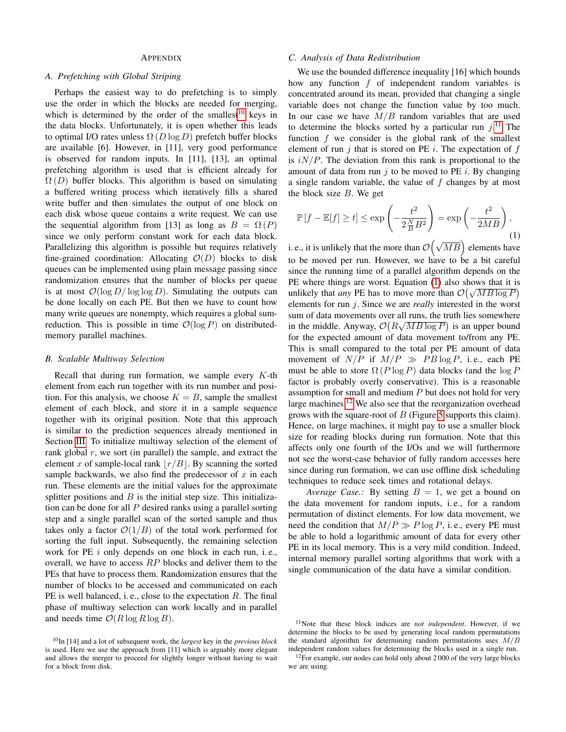# Appendix

### A. Prefetching with Global Striping

Perhaps the easiest way to do prefetching is to simply use the order in which the blocks are needed for merging, which is determined by the order of the smallest[10] keys in the data blocks. Unfortunately, it is open whether this leads to optimal I/O rates unless $\Omega(D \log D)$ prefetch buffer blocks are available [6]. However, in [11], very good performance is observed for random inputs. In [11], [13], an optimal prefetching algorithm is used that is efficient already for $\Omega(D)$ buffer blocks. This algorithm is based on simulating a buffered writing process which iteratively fills a shared write buffer and then simulates the output of one block on each disk whose queue contains a write request. We can use the sequential algorithm from [13] as long as $B = \Omega(P)$ since we only perform constant work for each data block. Parallelizing this algorithm is possible but requires relatively fine-grained coordination: Allocating $\mathcal{O}(D)$ blocks to disk queues can be implemented using plain message passing since randomization ensures that the number of blocks per queue is at most $\mathcal{O}(\log D / \log\log D)$. Simulating the outputs can be done locally on each PE. But then we have to count how many write queues are nonempty, which requires a global sum-reduction. This is possible in time $\mathcal{O}(\log P)$ on distributed-memory parallel machines.

### B. Scalable Multiway Selection

Recall that during run formation, we sample every $K$-th element from each run together with its run number and position. For this analysis, we choose $K = B$, sample the smallest element of each block, and store it in a sample sequence together with its original position. Note that this approach is similar to the prediction sequences already mentioned in Section III. To initialize multiway selection of the element of rank global $r$, we sort (in parallel) the sample, and extract the element $x$ of sample-local rank $\lfloor r/B \rfloor$. By scanning the sorted sample backwards, we also find the predecessor of $x$ in each run. These elements are the initial values for the approximate splitter positions and $B$ is the initial step size. This initialization can be done for all $P$ desired ranks using a parallel sorting step and a single parallel scan of the sorted sample and thus takes only a factor $\mathcal{O}(1/B)$ of the total work performed for sorting the full input. Subsequently, the remaining selection work for PE $i$ only depends on one block in each run, i. e., overall, we have to access $RP$ blocks and deliver them to the PEs that have to process them. Randomization ensures that the number of blocks to be accessed and communicated on each PE is well balanced, i. e., close to the expectation $R$. The final phase of multiway selection can work locally and in parallel and needs time $\mathcal{O}(R \log R \log B)$.

### C. Analysis of Data Redistribution

We use the bounded difference inequality [16] which bounds how any function $f$ of independent random variables is concentrated around its mean, provided that changing a single variable does not change the function value by too much. In our case we have $M/B$ random variables that are used to determine the blocks sorted by a particular run $j$.[11] The function $f$ we consider is the global rank of the smallest element of run $j$ that is stored on PE $i$. The expectation of $f$ is $iN/P$. The deviation from this rank is proportional to the amount of data from run $j$ to be moved to PE $i$. By changing a single random variable, the value of $f$ changes by at most the block size $B$. We get

$$\mathbb{P}\left[f - \mathbb{E}[f] \geq t\right] \leq \exp\left(-\frac{t^2}{2\frac{N}{B}B^2}\right) = \exp\left(-\frac{t^2}{2MB}\right), \tag{1}$$

i. e., it is unlikely that the more than $\mathcal{O}\left(\sqrt{MB}\right)$ elements have to be moved per run. However, we have to be a bit careful since the running time of a parallel algorithm depends on the PE where things are worst. Equation (1) also shows that it is unlikely that *any* PE has to move more than $\mathcal{O}\left(\sqrt{MB\log P}\right)$ elements for run $j$. Since we are *really* interested in the worst sum of data movements over all runs, the truth lies somewhere in the middle. Anyway, $\mathcal{O}\left(R\sqrt{MB\log P}\right)$ is an upper bound for the expected amount of data movement to/from any PE. This is small compared to the total per PE amount of data movement of $N/P$ if $M/P \gg PB\log P$, i. e., each PE must be able to store $\Omega(P \log P)$ data blocks (and the $\log P$ factor is probably overly conservative). This is a reasonable assumption for small and medium $P$ but does not hold for very large machines.[12] We also see that the reorganization overhead grows with the square-root of $B$ (Figure 5 supports this claim). Hence, on large machines, it might pay to use a smaller block size for reading blocks during run formation. Note that this affects only one fourth of the I/Os and we will furthermore not see the worst-case behavior of fully random accesses here since during run formation, we can use offline disk scheduling techniques to reduce seek times and rotational delays.

*Average Case.:* By setting $B = 1$, we get a bound on the data movement for random inputs, i. e., for a random permutation of distinct elements. For low data movement, we need the condition that $M/P \gg P \log P$, i. e., every PE must be able to hold a logarithmic amount of data for every other PE in its local memory. This is a very mild condition. Indeed, internal memory parallel sorting algorithms that work with a single communication of the data have a similar condition.

---

[10] In [14] and a lot of subsequent work, the *largest* key in the *previous block* is used. Here we use the approach from [11] which is arguably more elegant and allows the merger to proceed for slightly longer without having to wait for a block from disk.

[11] Note that these block indices are *not independent*. However, if we determine the blocks to be used by generating local random ppermutations the standard algorithm for determining random permutations uses $M/B$ independent random values for determining the blocks used in a single run.

[12] For example, our nodes can hold only about 2 000 of the very large blocks we are using.